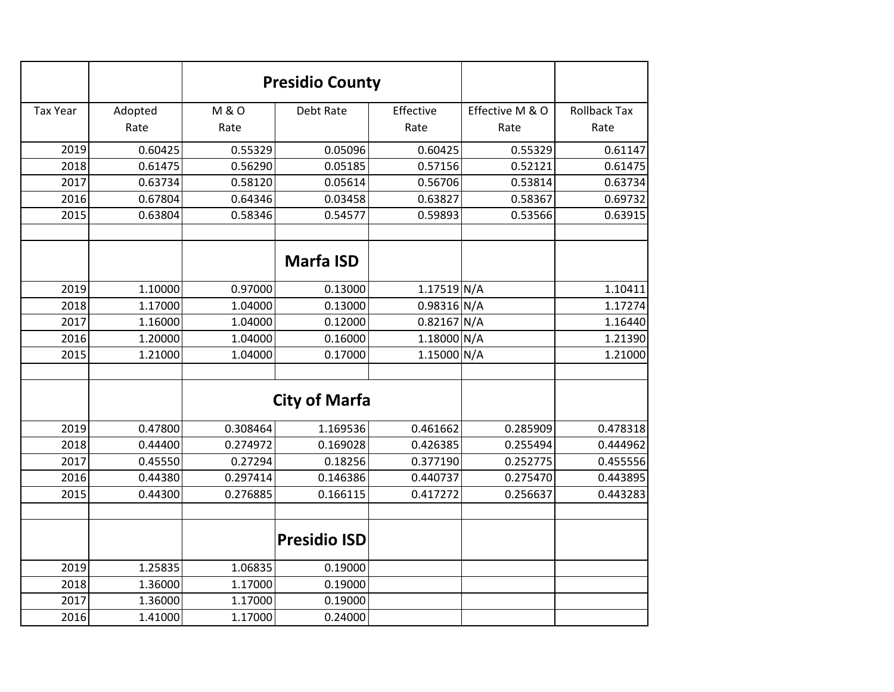| | | Presidio County | | | | |
|---|---|---|---|---|---|---|
| Tax Year | Adopted Rate | M & O Rate | Debt Rate | Effective Rate | Effective M & O Rate | Rollback Tax Rate |
| 2019 | 0.60425 | 0.55329 | 0.05096 | 0.60425 | 0.55329 | 0.61147 |
| 2018 | 0.61475 | 0.56290 | 0.05185 | 0.57156 | 0.52121 | 0.61475 |
| 2017 | 0.63734 | 0.58120 | 0.05614 | 0.56706 | 0.53814 | 0.63734 |
| 2016 | 0.67804 | 0.64346 | 0.03458 | 0.63827 | 0.58367 | 0.69732 |
| 2015 | 0.63804 | 0.58346 | 0.54577 | 0.59893 | 0.53566 | 0.63915 |
| | | | | | | |
| | | | Marfa ISD | | | |
| 2019 | 1.10000 | 0.97000 | 0.13000 | 1.17519 | N/A | 1.10411 |
| 2018 | 1.17000 | 1.04000 | 0.13000 | 0.98316 | N/A | 1.17274 |
| 2017 | 1.16000 | 1.04000 | 0.12000 | 0.82167 | N/A | 1.16440 |
| 2016 | 1.20000 | 1.04000 | 0.16000 | 1.18000 | N/A | 1.21390 |
| 2015 | 1.21000 | 1.04000 | 0.17000 | 1.15000 | N/A | 1.21000 |
| | | | | | | |
| | | City of Marfa | | | | |
| 2019 | 0.47800 | 0.308464 | 1.169536 | 0.461662 | 0.285909 | 0.478318 |
| 2018 | 0.44400 | 0.274972 | 0.169028 | 0.426385 | 0.255494 | 0.444962 |
| 2017 | 0.45550 | 0.27294 | 0.18256 | 0.377190 | 0.252775 | 0.455556 |
| 2016 | 0.44380 | 0.297414 | 0.146386 | 0.440737 | 0.275470 | 0.443895 |
| 2015 | 0.44300 | 0.276885 | 0.166115 | 0.417272 | 0.256637 | 0.443283 |
| | | | | | | |
| | | | Presidio ISD | | | |
| 2019 | 1.25835 | 1.06835 | 0.19000 | | | |
| 2018 | 1.36000 | 1.17000 | 0.19000 | | | |
| 2017 | 1.36000 | 1.17000 | 0.19000 | | | |
| 2016 | 1.41000 | 1.17000 | 0.24000 | | | |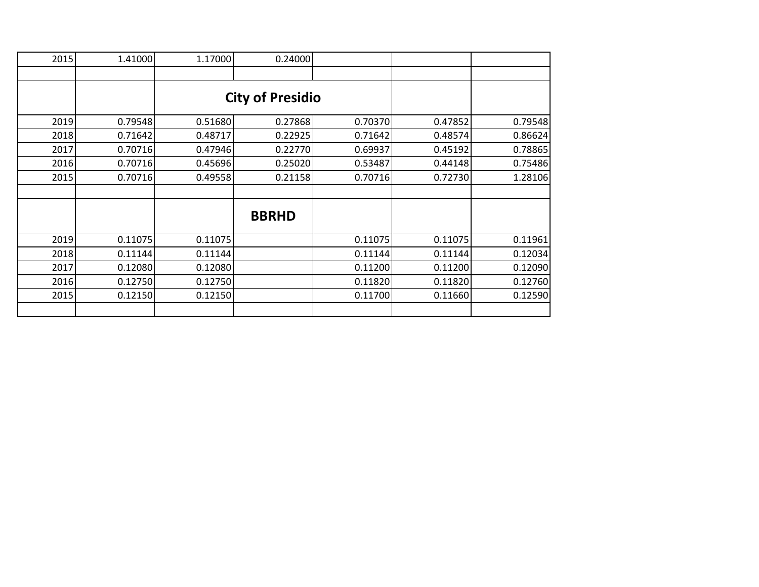| | | | | | | |
|---|---|---|---|---|---|---|
| 2015 | 1.41000 | 1.17000 | 0.24000 | | | |
| | | | | | | |
| | | **City of Presidio** | | | | |
| 2019 | 0.79548 | 0.51680 | 0.27868 | 0.70370 | 0.47852 | 0.79548 |
| 2018 | 0.71642 | 0.48717 | 0.22925 | 0.71642 | 0.48574 | 0.86624 |
| 2017 | 0.70716 | 0.47946 | 0.22770 | 0.69937 | 0.45192 | 0.78865 |
| 2016 | 0.70716 | 0.45696 | 0.25020 | 0.53487 | 0.44148 | 0.75486 |
| 2015 | 0.70716 | 0.49558 | 0.21158 | 0.70716 | 0.72730 | 1.28106 |
| | | | | | | |
| | | | **BBRHD** | | | |
| 2019 | 0.11075 | 0.11075 | | 0.11075 | 0.11075 | 0.11961 |
| 2018 | 0.11144 | 0.11144 | | 0.11144 | 0.11144 | 0.12034 |
| 2017 | 0.12080 | 0.12080 | | 0.11200 | 0.11200 | 0.12090 |
| 2016 | 0.12750 | 0.12750 | | 0.11820 | 0.11820 | 0.12760 |
| 2015 | 0.12150 | 0.12150 | | 0.11700 | 0.11660 | 0.12590 |
| | | | | | | |